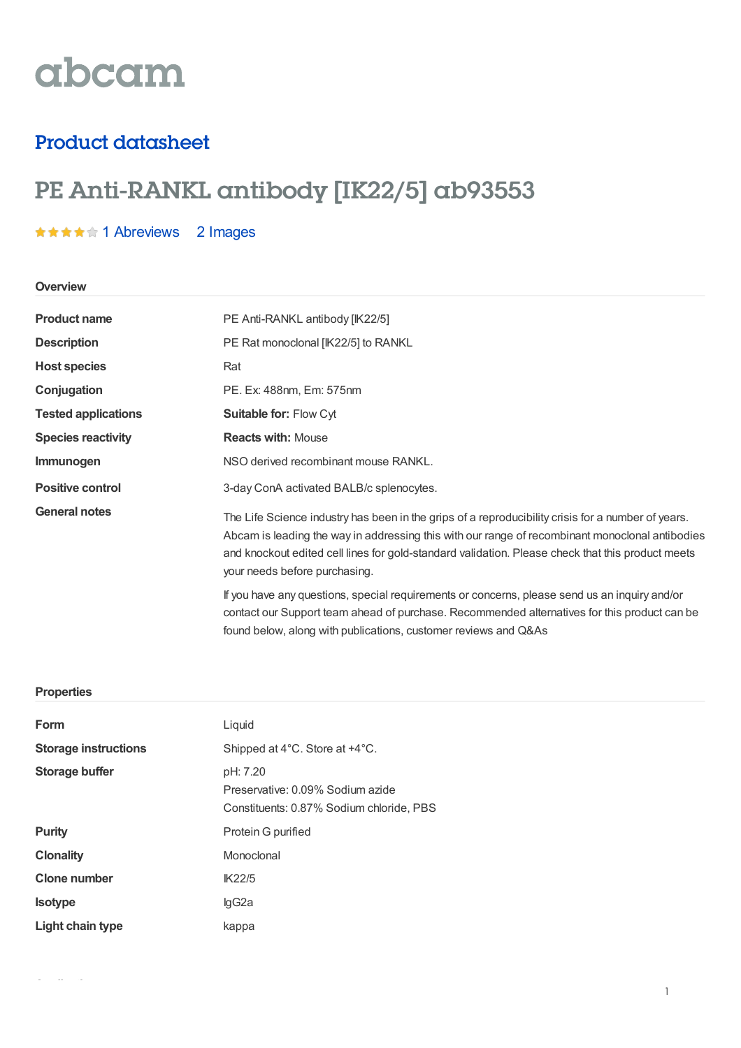abcam

## Product datasheet

# PE Anti-RANKL antibody [IK22/5] ab93553

1 Abreviews 2 Images

### Overview

| | |
|---|---|
| **Product name** | PE Anti-RANKL antibody [IK22/5] |
| **Description** | PE Rat monoclonal [IK22/5] to RANKL |
| **Host species** | Rat |
| **Conjugation** | PE. Ex: 488nm, Em: 575nm |
| **Tested applications** | **Suitable for:** Flow Cyt |
| **Species reactivity** | **Reacts with:** Mouse |
| **Immunogen** | NSO derived recombinant mouse RANKL. |
| **Positive control** | 3-day ConA activated BALB/c splenocytes. |
| **General notes** | The Life Science industry has been in the grips of a reproducibility crisis for a number of years. Abcam is leading the way in addressing this with our range of recombinant monoclonal antibodies and knockout edited cell lines for gold-standard validation. Please check that this product meets your needs before purchasing.<br><br>If you have any questions, special requirements or concerns, please send us an inquiry and/or contact our Support team ahead of purchase. Recommended alternatives for this product can be found below, along with publications, customer reviews and Q&As |

### Properties

| | |
|---|---|
| **Form** | Liquid |
| **Storage instructions** | Shipped at 4°C. Store at +4°C. |
| **Storage buffer** | pH: 7.20<br>Preservative: 0.09% Sodium azide<br>Constituents: 0.87% Sodium chloride, PBS |
| **Purity** | Protein G purified |
| **Clonality** | Monoclonal |
| **Clone number** | IK22/5 |
| **Isotype** | IgG2a |
| **Light chain type** | kappa |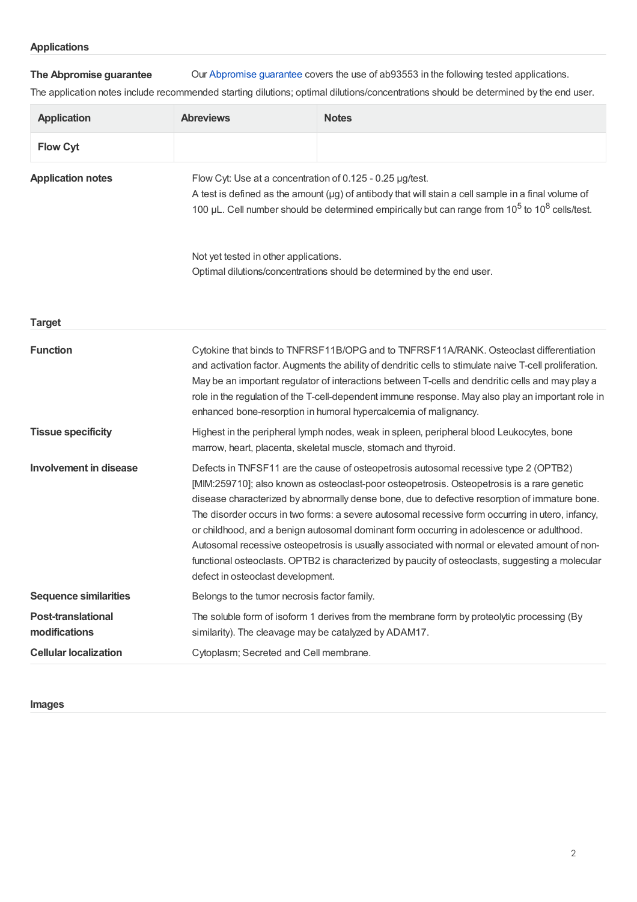## Applications

**The Abpromise guarantee** Our Abpromise guarantee covers the use of ab93553 in the following tested applications.

The application notes include recommended starting dilutions; optimal dilutions/concentrations should be determined by the end user.

| Application | Abreviews | Notes |
| --- | --- | --- |
| Flow Cyt | | |

**Application notes**

Flow Cyt: Use at a concentration of 0.125 - 0.25 µg/test.

A test is defined as the amount (µg) of antibody that will stain a cell sample in a final volume of 100 µL. Cell number should be determined empirically but can range from $10^5$ to $10^8$ cells/test.

Not yet tested in other applications.

Optimal dilutions/concentrations should be determined by the end user.

## Target

**Function**

Cytokine that binds to TNFRSF11B/OPG and to TNFRSF11A/RANK. Osteoclast differentiation and activation factor. Augments the ability of dendritic cells to stimulate naive T-cell proliferation. May be an important regulator of interactions between T-cells and dendritic cells and may play a role in the regulation of the T-cell-dependent immune response. May also play an important role in enhanced bone-resorption in humoral hypercalcemia of malignancy.

**Tissue specificity**

Highest in the peripheral lymph nodes, weak in spleen, peripheral blood Leukocytes, bone marrow, heart, placenta, skeletal muscle, stomach and thyroid.

**Involvement in disease**

Defects in TNFSF11 are the cause of osteopetrosis autosomal recessive type 2 (OPTB2) [MIM:259710]; also known as osteoclast-poor osteopetrosis. Osteopetrosis is a rare genetic disease characterized by abnormally dense bone, due to defective resorption of immature bone. The disorder occurs in two forms: a severe autosomal recessive form occurring in utero, infancy, or childhood, and a benign autosomal dominant form occurring in adolescence or adulthood. Autosomal recessive osteopetrosis is usually associated with normal or elevated amount of non-functional osteoclasts. OPTB2 is characterized by paucity of osteoclasts, suggesting a molecular defect in osteoclast development.

**Sequence similarities**

Belongs to the tumor necrosis factor family.

**Post-translational modifications**

The soluble form of isoform 1 derives from the membrane form by proteolytic processing (By similarity). The cleavage may be catalyzed by ADAM17.

**Cellular localization**

Cytoplasm; Secreted and Cell membrane.

## Images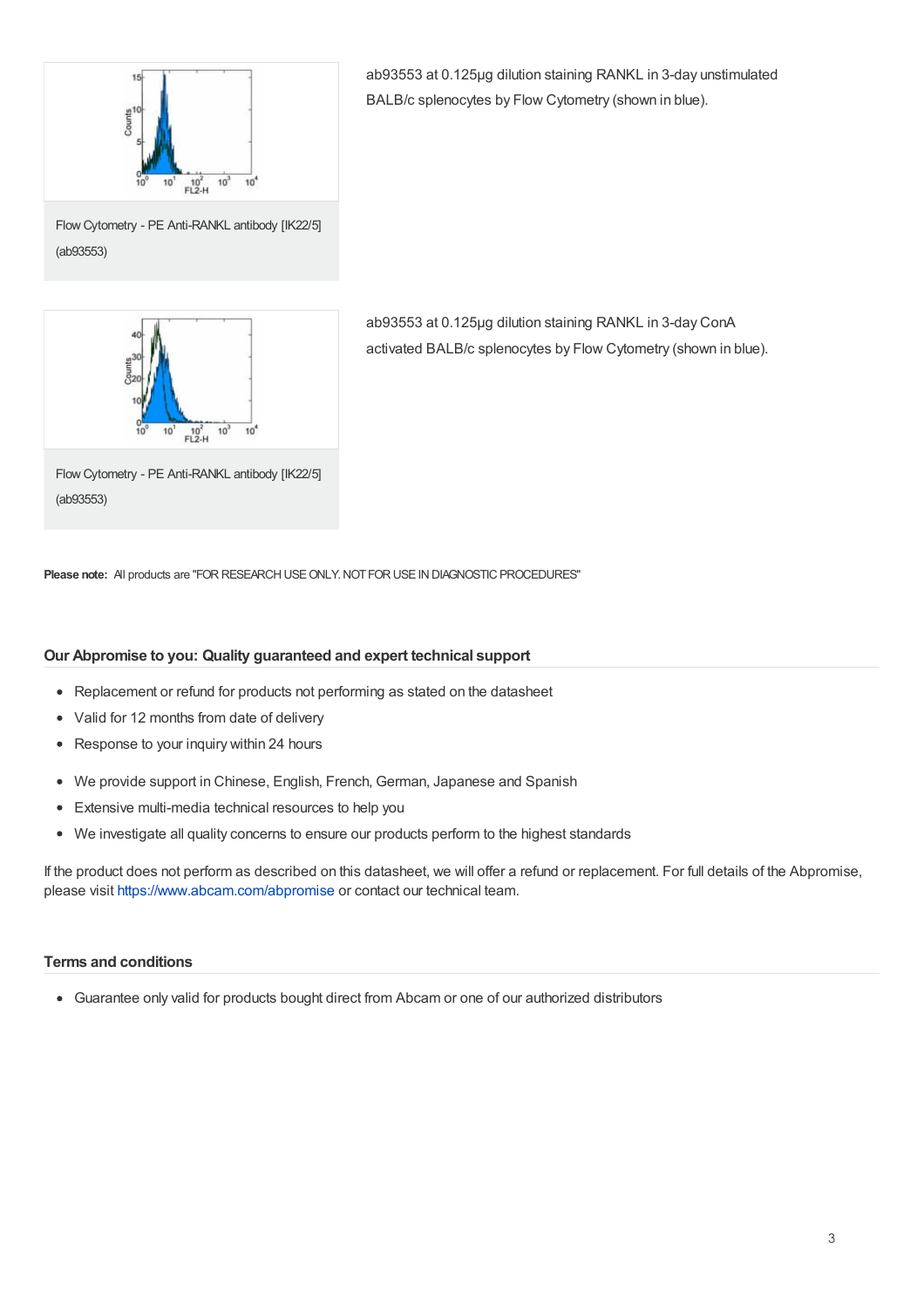15
10
Counts
5
0
$10^0$ $10^1$ $10^2$ $10^3$ $10^4$
FL2-H

Flow Cytometry - PE Anti-RANKL antibody [IK22/5] (ab93553)

ab93553 at 0.125µg dilution staining RANKL in 3-day unstimulated BALB/c splenocytes by Flow Cytometry (shown in blue).

40
30
Counts
20
10
0
$10^0$ $10^1$ $10^2$ $10^3$ $10^4$
FL2-H

Flow Cytometry - PE Anti-RANKL antibody [IK22/5] (ab93553)

ab93553 at 0.125µg dilution staining RANKL in 3-day ConA activated BALB/c splenocytes by Flow Cytometry (shown in blue).

**Please note:** All products are "FOR RESEARCH USE ONLY. NOT FOR USE IN DIAGNOSTIC PROCEDURES"

### Our Abpromise to you: Quality guaranteed and expert technical support

- Replacement or refund for products not performing as stated on the datasheet
- Valid for 12 months from date of delivery
- Response to your inquiry within 24 hours

- We provide support in Chinese, English, French, German, Japanese and Spanish
- Extensive multi-media technical resources to help you
- We investigate all quality concerns to ensure our products perform to the highest standards

If the product does not perform as described on this datasheet, we will offer a refund or replacement. For full details of the Abpromise, please visit https://www.abcam.com/abpromise or contact our technical team.

### Terms and conditions

- Guarantee only valid for products bought direct from Abcam or one of our authorized distributors